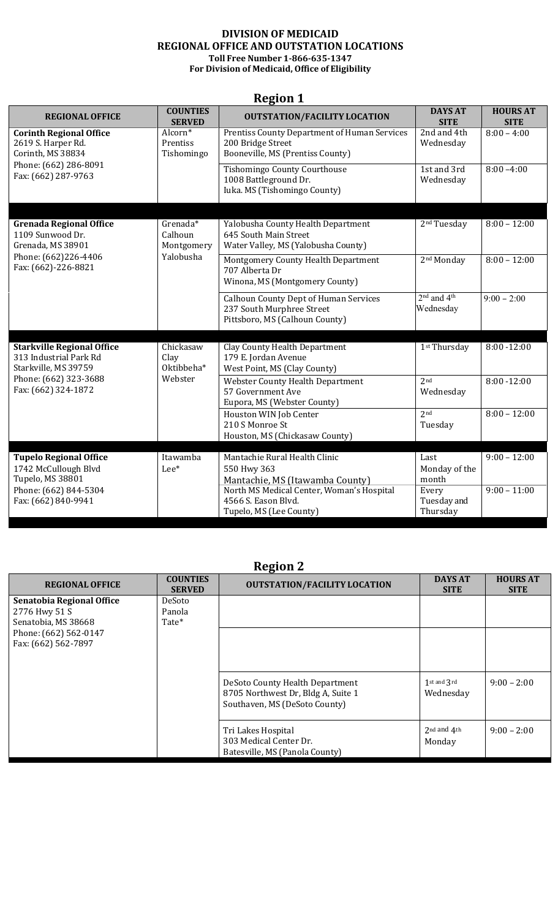**DIVISION OF MEDICAID**
**REGIONAL OFFICE AND OUTSTATION LOCATIONS**
**Toll Free Number 1-866-635-1347**
**For Division of Medicaid, Office of Eligibility**

## Region 1

| REGIONAL OFFICE | COUNTIES SERVED | OUTSTATION/FACILITY LOCATION | DAYS AT SITE | HOURS AT SITE |
|---|---|---|---|---|
| **Corinth Regional Office**<br>2619 S. Harper Rd.<br>Corinth, MS 38834<br>Phone: (662) 286-8091<br>Fax: (662) 287-9763 | Alcorn*<br>Prentiss<br>Tishomingo | Prentiss County Department of Human Services<br>200 Bridge Street<br>Booneville, MS (Prentiss County) | 2nd and 4th Wednesday | 8:00 – 4:00 |
| | | Tishomingo County Courthouse<br>1008 Battleground Dr.<br>Iuka. MS (Tishomingo County) | 1st and 3rd Wednesday | 8:00 –4:00 |
| **Grenada Regional Office**<br>1109 Sunwood Dr.<br>Grenada, MS 38901<br>Phone: (662)226-4406<br>Fax: (662)-226-8821 | Grenada*<br>Calhoun<br>Montgomery<br>Yalobusha | Yalobusha County Health Department<br>645 South Main Street<br>Water Valley, MS (Yalobusha County) | 2nd Tuesday | 8:00 – 12:00 |
| | | Montgomery County Health Department<br>707 Alberta Dr<br>Winona, MS (Montgomery County) | 2nd Monday | 8:00 – 12:00 |
| | | Calhoun County Dept of Human Services<br>237 South Murphree Street<br>Pittsboro, MS (Calhoun County) | 2nd and 4th Wednesday | 9:00 – 2:00 |
| **Starkville Regional Office**<br>313 Industrial Park Rd<br>Starkville, MS 39759<br>Phone: (662) 323-3688<br>Fax: (662) 324-1872 | Chickasaw<br>Clay<br>Oktibbeha*<br>Webster | Clay County Health Department<br>179 E. Jordan Avenue<br>West Point, MS (Clay County) | 1st Thursday | 8:00 -12:00 |
| | | Webster County Health Department<br>57 Government Ave<br>Eupora, MS (Webster County) | 2nd Wednesday | 8:00 -12:00 |
| | | Houston WIN Job Center<br>210 S Monroe St<br>Houston, MS (Chickasaw County) | 2nd Tuesday | 8:00 – 12:00 |
| **Tupelo Regional Office**<br>1742 McCullough Blvd<br>Tupelo, MS 38801<br>Phone: (662) 844-5304<br>Fax: (662) 840-9941 | Itawamba<br>Lee* | Mantachie Rural Health Clinic<br>550 Hwy 363<br>Mantachie, MS (Itawamba County) | Last Monday of the month | 9:00 – 12:00 |
| | | North MS Medical Center, Woman's Hospital<br>4566 S. Eason Blvd.<br>Tupelo, MS (Lee County) | Every Tuesday and Thursday | 9:00 – 11:00 |

## Region 2

| REGIONAL OFFICE | COUNTIES SERVED | OUTSTATION/FACILITY LOCATION | DAYS AT SITE | HOURS AT SITE |
|---|---|---|---|---|
| **Senatobia Regional Office**<br>2776 Hwy 51 S<br>Senatobia, MS 38668<br>Phone: (662) 562-0147<br>Fax: (662) 562-7897 | DeSoto<br>Panola<br>Tate* | | | |
| | | | | |
| | | DeSoto County Health Department<br>8705 Northwest Dr, Bldg A, Suite 1<br>Southaven, MS (DeSoto County) | 1st and 3rd Wednesday | 9:00 – 2:00 |
| | | Tri Lakes Hospital<br>303 Medical Center Dr.<br>Batesville, MS (Panola County) | 2nd and 4th Monday | 9:00 – 2:00 |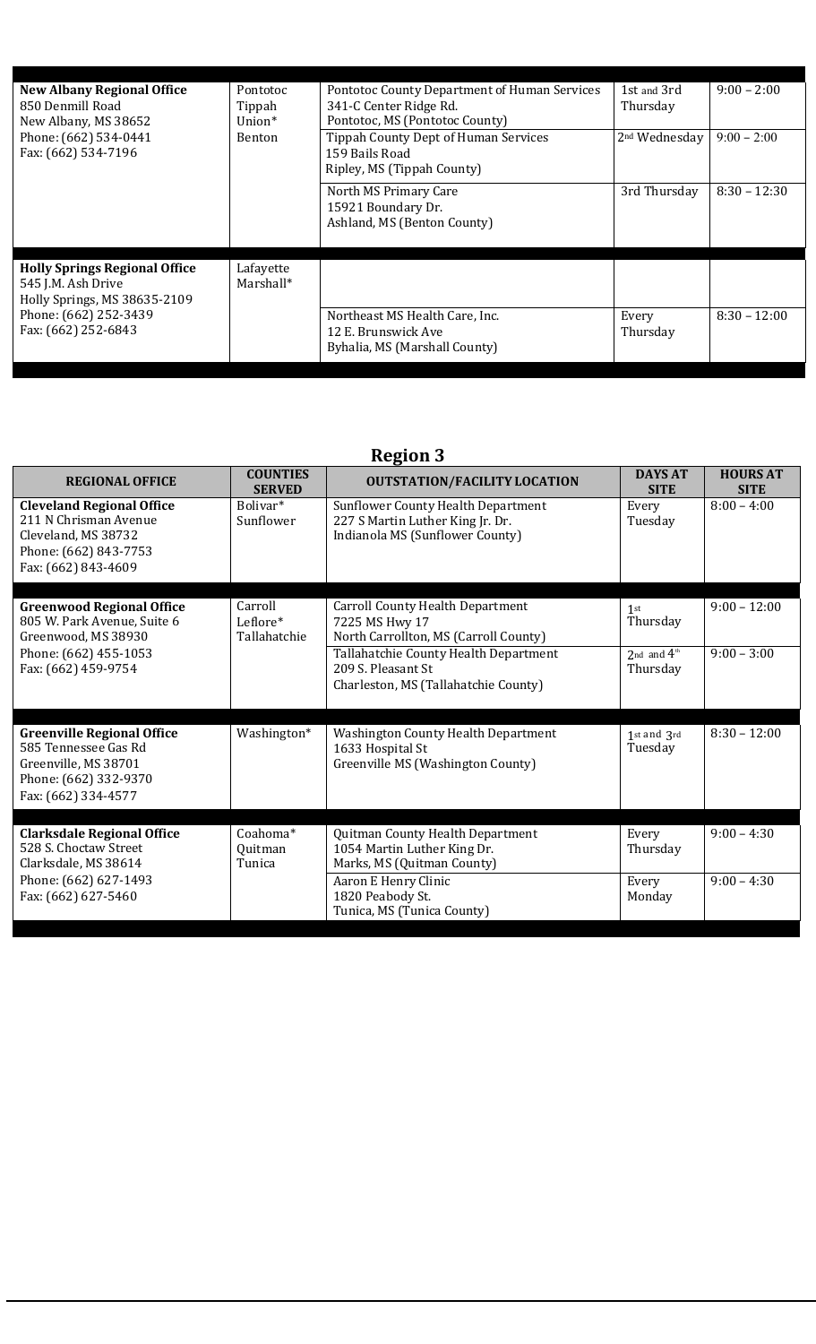| | | | | |
|---|---|---|---|---|
| **New Albany Regional Office**<br>850 Denmill Road<br>New Albany, MS 38652<br>Phone: (662) 534-0441<br>Fax: (662) 534-7196 | Pontotoc<br>Tippah<br>Union*<br>Benton | Pontotoc County Department of Human Services<br>341-C Center Ridge Rd.<br>Pontotoc, MS (Pontotoc County) | 1st and 3rd Thursday | 9:00 – 2:00 |
| | | Tippah County Dept of Human Services<br>159 Bails Road<br>Ripley, MS (Tippah County) | 2nd Wednesday | 9:00 – 2:00 |
| | | North MS Primary Care<br>15921 Boundary Dr.<br>Ashland, MS (Benton County) | 3rd Thursday | 8:30 – 12:30 |
| **Holly Springs Regional Office**<br>545 J.M. Ash Drive<br>Holly Springs, MS 38635-2109<br>Phone: (662) 252-3439<br>Fax: (662) 252-6843 | Lafayette<br>Marshall* | | | |
| | | Northeast MS Health Care, Inc.<br>12 E. Brunswick Ave<br>Byhalia, MS (Marshall County) | Every Thursday | 8:30 – 12:00 |

## Region 3

| REGIONAL OFFICE | COUNTIES SERVED | OUTSTATION/FACILITY LOCATION | DAYS AT SITE | HOURS AT SITE |
|---|---|---|---|---|
| **Cleveland Regional Office**<br>211 N Chrisman Avenue<br>Cleveland, MS 38732<br>Phone: (662) 843-7753<br>Fax: (662) 843-4609 | Bolivar*<br>Sunflower | Sunflower County Health Department<br>227 S Martin Luther King Jr. Dr.<br>Indianola MS (Sunflower County) | Every Tuesday | 8:00 – 4:00 |
| **Greenwood Regional Office**<br>805 W. Park Avenue, Suite 6<br>Greenwood, MS 38930<br>Phone: (662) 455-1053<br>Fax: (662) 459-9754 | Carroll<br>Leflore*<br>Tallahatchie | Carroll County Health Department<br>7225 MS Hwy 17<br>North Carrollton, MS (Carroll County) | 1st Thursday | 9:00 – 12:00 |
| | | Tallahatchie County Health Department<br>209 S. Pleasant St<br>Charleston, MS (Tallahatchie County) | 2nd and 4th Thursday | 9:00 – 3:00 |
| **Greenville Regional Office**<br>585 Tennessee Gas Rd<br>Greenville, MS 38701<br>Phone: (662) 332-9370<br>Fax: (662) 334-4577 | Washington* | Washington County Health Department<br>1633 Hospital St<br>Greenville MS (Washington County) | 1st and 3rd Tuesday | 8:30 – 12:00 |
| **Clarksdale Regional Office**<br>528 S. Choctaw Street<br>Clarksdale, MS 38614<br>Phone: (662) 627-1493<br>Fax: (662) 627-5460 | Coahoma*<br>Quitman<br>Tunica | Quitman County Health Department<br>1054 Martin Luther King Dr.<br>Marks, MS (Quitman County) | Every Thursday | 9:00 – 4:30 |
| | | Aaron E Henry Clinic<br>1820 Peabody St.<br>Tunica, MS (Tunica County) | Every Monday | 9:00 – 4:30 |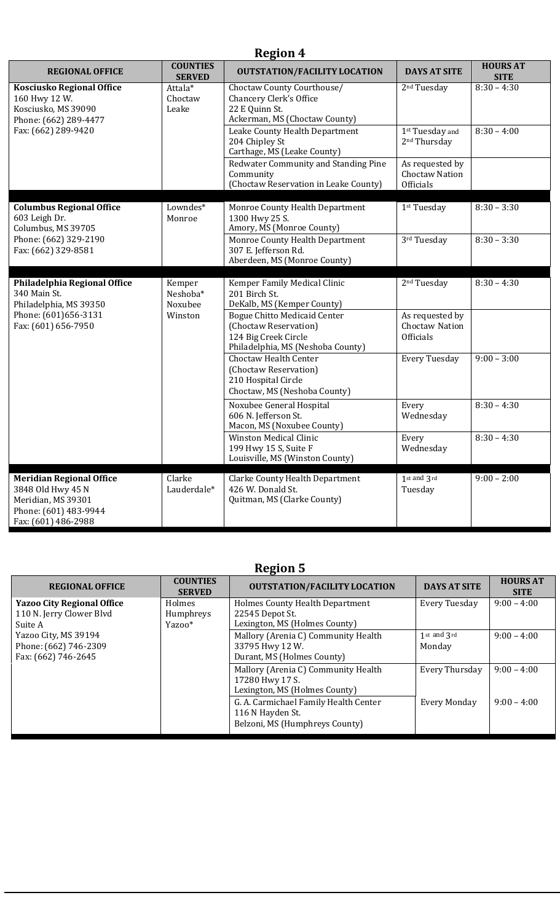## Region 4

| REGIONAL OFFICE | COUNTIES SERVED | OUTSTATION/FACILITY LOCATION | DAYS AT SITE | HOURS AT SITE |
|---|---|---|---|---|
| **Kosciusko Regional Office** 160 Hwy 12 W. Kosciusko, MS 39090 Phone: (662) 289-4477 Fax: (662) 289-9420 | Attala* Choctaw Leake | Choctaw County Courthouse/ Chancery Clerk's Office 22 E Quinn St. Ackerman, MS (Choctaw County) | 2nd Tuesday | 8:30 – 4:30 |
| | | Leake County Health Department 204 Chipley St Carthage, MS (Leake County) | 1st Tuesday and 2nd Thursday | 8:30 – 4:00 |
| | | Redwater Community and Standing Pine Community (Choctaw Reservation in Leake County) | As requested by Choctaw Nation Officials | |
| **Columbus Regional Office** 603 Leigh Dr. Columbus, MS 39705 Phone: (662) 329-2190 Fax: (662) 329-8581 | Lowndes* Monroe | Monroe County Health Department 1300 Hwy 25 S. Amory, MS (Monroe County) | 1st Tuesday | 8:30 – 3:30 |
| | | Monroe County Health Department 307 E. Jefferson Rd. Aberdeen, MS (Monroe County) | 3rd Tuesday | 8:30 – 3:30 |
| **Philadelphia Regional Office** 340 Main St. Philadelphia, MS 39350 Phone: (601)656-3131 Fax: (601) 656-7950 | Kemper Neshoba* Noxubee Winston | Kemper Family Medical Clinic 201 Birch St. DeKalb, MS (Kemper County) | 2nd Tuesday | 8:30 – 4:30 |
| | | Bogue Chitto Medicaid Center (Choctaw Reservation) 124 Big Creek Circle Philadelphia, MS (Neshoba County) | As requested by Choctaw Nation Officials | |
| | | Choctaw Health Center (Choctaw Reservation) 210 Hospital Circle Choctaw, MS (Neshoba County) | Every Tuesday | 9:00 – 3:00 |
| | | Noxubee General Hospital 606 N. Jefferson St. Macon, MS (Noxubee County) | Every Wednesday | 8:30 – 4:30 |
| | | Winston Medical Clinic 199 Hwy 15 S, Suite F Louisville, MS (Winston County) | Every Wednesday | 8:30 – 4:30 |
| **Meridian Regional Office** 3848 Old Hwy 45 N Meridian, MS 39301 Phone: (601) 483-9944 Fax: (601) 486-2988 | Clarke Lauderdale* | Clarke County Health Department 426 W. Donald St. Quitman, MS (Clarke County) | 1st and 3rd Tuesday | 9:00 – 2:00 |

## Region 5

| REGIONAL OFFICE | COUNTIES SERVED | OUTSTATION/FACILITY LOCATION | DAYS AT SITE | HOURS AT SITE |
|---|---|---|---|---|
| **Yazoo City Regional Office** 110 N. Jerry Clower Blvd Suite A Yazoo City, MS 39194 Phone: (662) 746-2309 Fax: (662) 746-2645 | Holmes Humphreys Yazoo* | Holmes County Health Department 22545 Depot St. Lexington, MS (Holmes County) | Every Tuesday | 9:00 – 4:00 |
| | | Mallory (Arenia C) Community Health 33795 Hwy 12 W. Durant, MS (Holmes County) | 1st and 3rd Monday | 9:00 – 4:00 |
| | | Mallory (Arenia C) Community Health 17280 Hwy 17 S. Lexington, MS (Holmes County) | Every Thursday | 9:00 – 4:00 |
| | | G. A. Carmichael Family Health Center 116 N Hayden St. Belzoni, MS (Humphreys County) | Every Monday | 9:00 – 4:00 |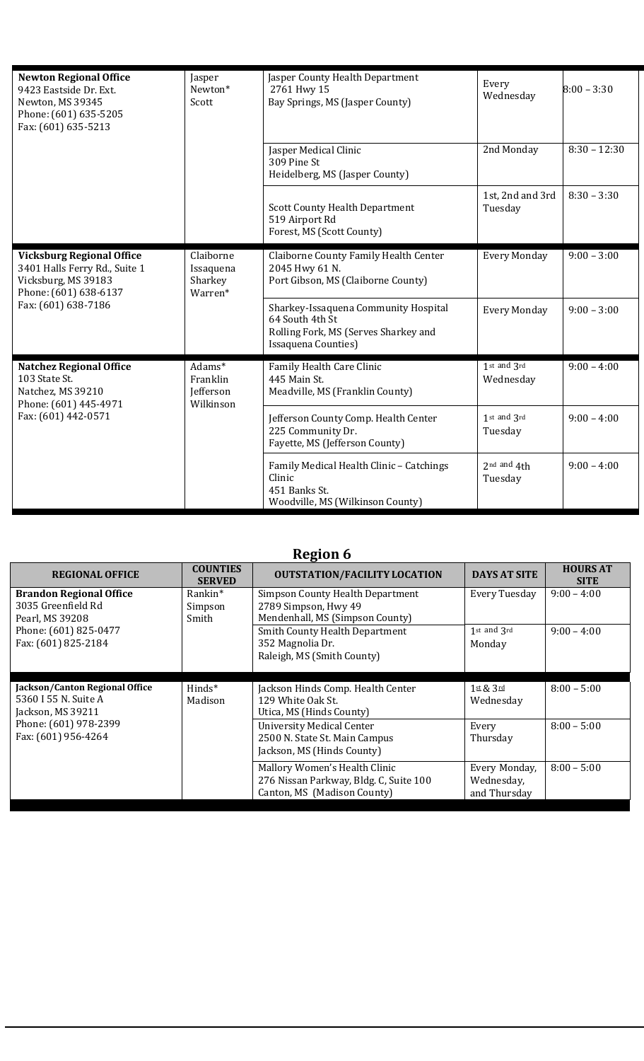| Newton Regional Office 9423 Eastside Dr. Ext. Newton, MS 39345 Phone: (601) 635-5205 Fax: (601) 635-5213 | Jasper Newton* Scott | Jasper County Health Department 2761 Hwy 15 Bay Springs, MS (Jasper County) | Every Wednesday | 8:00 – 3:30 |
|---|---|---|---|---|
| | | Jasper Medical Clinic 309 Pine St Heidelberg, MS (Jasper County) | 2nd Monday | 8:30 – 12:30 |
| | | Scott County Health Department 519 Airport Rd Forest, MS (Scott County) | 1st, 2nd and 3rd Tuesday | 8:30 – 3:30 |
| **Vicksburg Regional Office** 3401 Halls Ferry Rd., Suite 1 Vicksburg, MS 39183 Phone: (601) 638-6137 Fax: (601) 638-7186 | Claiborne Issaquena Sharkey Warren* | Claiborne County Family Health Center 2045 Hwy 61 N. Port Gibson, MS (Claiborne County) | Every Monday | 9:00 – 3:00 |
| | | Sharkey-Issaquena Community Hospital 64 South 4th St Rolling Fork, MS (Serves Sharkey and Issaquena Counties) | Every Monday | 9:00 – 3:00 |
| **Natchez Regional Office** 103 State St. Natchez, MS 39210 Phone: (601) 445-4971 Fax: (601) 442-0571 | Adams* Franklin Jefferson Wilkinson | Family Health Care Clinic 445 Main St. Meadville, MS (Franklin County) | 1st and 3rd Wednesday | 9:00 – 4:00 |
| | | Jefferson County Comp. Health Center 225 Community Dr. Fayette, MS (Jefferson County) | 1st and 3rd Tuesday | 9:00 – 4:00 |
| | | Family Medical Health Clinic – Catchings Clinic 451 Banks St. Woodville, MS (Wilkinson County) | 2nd and 4th Tuesday | 9:00 – 4:00 |

## Region 6

| REGIONAL OFFICE | COUNTIES SERVED | OUTSTATION/FACILITY LOCATION | DAYS AT SITE | HOURS AT SITE |
|---|---|---|---|---|
| **Brandon Regional Office** 3035 Greenfield Rd Pearl, MS 39208 Phone: (601) 825-0477 Fax: (601) 825-2184 | Rankin* Simpson Smith | Simpson County Health Department 2789 Simpson, Hwy 49 Mendenhall, MS (Simpson County) | Every Tuesday | 9:00 – 4:00 |
| | | Smith County Health Department 352 Magnolia Dr. Raleigh, MS (Smith County) | 1st and 3rd Monday | 9:00 – 4:00 |
| **Jackson/Canton Regional Office** 5360 I 55 N. Suite A Jackson, MS 39211 Phone: (601) 978-2399 Fax: (601) 956-4264 | Hinds* Madison | Jackson Hinds Comp. Health Center 129 White Oak St. Utica, MS (Hinds County) | 1st & 3rd Wednesday | 8:00 – 5:00 |
| | | University Medical Center 2500 N. State St. Main Campus Jackson, MS (Hinds County) | Every Thursday | 8:00 – 5:00 |
| | | Mallory Women's Health Clinic 276 Nissan Parkway, Bldg. C, Suite 100 Canton, MS (Madison County) | Every Monday, Wednesday, and Thursday | 8:00 – 5:00 |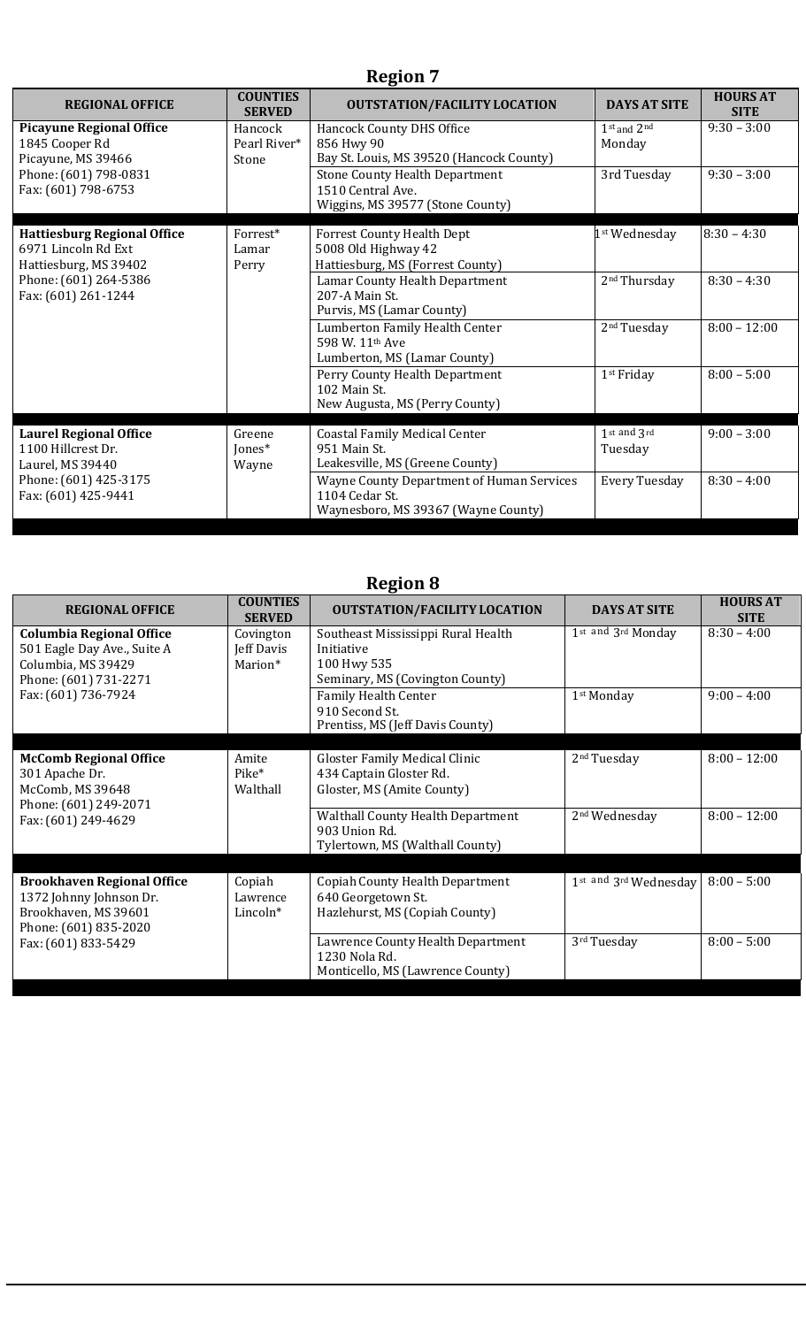## Region 7

| REGIONAL OFFICE | COUNTIES SERVED | OUTSTATION/FACILITY LOCATION | DAYS AT SITE | HOURS AT SITE |
|---|---|---|---|---|
| **Picayune Regional Office**<br>1845 Cooper Rd<br>Picayune, MS 39466<br>Phone: (601) 798-0831<br>Fax: (601) 798-6753 | Hancock<br>Pearl River*<br>Stone | Hancock County DHS Office<br>856 Hwy 90<br>Bay St. Louis, MS 39520 (Hancock County) | 1st and 2nd Monday | 9:30 – 3:00 |
| | | Stone County Health Department<br>1510 Central Ave.<br>Wiggins, MS 39577 (Stone County) | 3rd Tuesday | 9:30 – 3:00 |
| **Hattiesburg Regional Office**<br>6971 Lincoln Rd Ext<br>Hattiesburg, MS 39402<br>Phone: (601) 264-5386<br>Fax: (601) 261-1244 | Forrest*<br>Lamar<br>Perry | Forrest County Health Dept<br>5008 Old Highway 42<br>Hattiesburg, MS (Forrest County) | 1st Wednesday | 8:30 – 4:30 |
| | | Lamar County Health Department<br>207-A Main St.<br>Purvis, MS (Lamar County) | 2nd Thursday | 8:30 – 4:30 |
| | | Lumberton Family Health Center<br>598 W. 11th Ave<br>Lumberton, MS (Lamar County) | 2nd Tuesday | 8:00 – 12:00 |
| | | Perry County Health Department<br>102 Main St.<br>New Augusta, MS (Perry County) | 1st Friday | 8:00 – 5:00 |
| **Laurel Regional Office**<br>1100 Hillcrest Dr.<br>Laurel, MS 39440<br>Phone: (601) 425-3175<br>Fax: (601) 425-9441 | Greene<br>Jones*<br>Wayne | Coastal Family Medical Center<br>951 Main St.<br>Leakesville, MS (Greene County) | 1st and 3rd Tuesday | 9:00 – 3:00 |
| | | Wayne County Department of Human Services<br>1104 Cedar St.<br>Waynesboro, MS 39367 (Wayne County) | Every Tuesday | 8:30 – 4:00 |

## Region 8

| REGIONAL OFFICE | COUNTIES SERVED | OUTSTATION/FACILITY LOCATION | DAYS AT SITE | HOURS AT SITE |
|---|---|---|---|---|
| **Columbia Regional Office**<br>501 Eagle Day Ave., Suite A<br>Columbia, MS 39429<br>Phone: (601) 731-2271<br>Fax: (601) 736-7924 | Covington<br>Jeff Davis<br>Marion* | Southeast Mississippi Rural Health Initiative<br>100 Hwy 535<br>Seminary, MS (Covington County) | 1st and 3rd Monday | 8:30 – 4:00 |
| | | Family Health Center<br>910 Second St.<br>Prentiss, MS (Jeff Davis County) | 1st Monday | 9:00 – 4:00 |
| **McComb Regional Office**<br>301 Apache Dr.<br>McComb, MS 39648<br>Phone: (601) 249-2071<br>Fax: (601) 249-4629 | Amite<br>Pike*<br>Walthall | Gloster Family Medical Clinic<br>434 Captain Gloster Rd.<br>Gloster, MS (Amite County) | 2nd Tuesday | 8:00 – 12:00 |
| | | Walthall County Health Department<br>903 Union Rd.<br>Tylertown, MS (Walthall County) | 2nd Wednesday | 8:00 – 12:00 |
| **Brookhaven Regional Office**<br>1372 Johnny Johnson Dr.<br>Brookhaven, MS 39601<br>Phone: (601) 835-2020<br>Fax: (601) 833-5429 | Copiah<br>Lawrence<br>Lincoln* | Copiah County Health Department<br>640 Georgetown St.<br>Hazlehurst, MS (Copiah County) | 1st and 3rd Wednesday | 8:00 – 5:00 |
| | | Lawrence County Health Department<br>1230 Nola Rd.<br>Monticello, MS (Lawrence County) | 3rd Tuesday | 8:00 – 5:00 |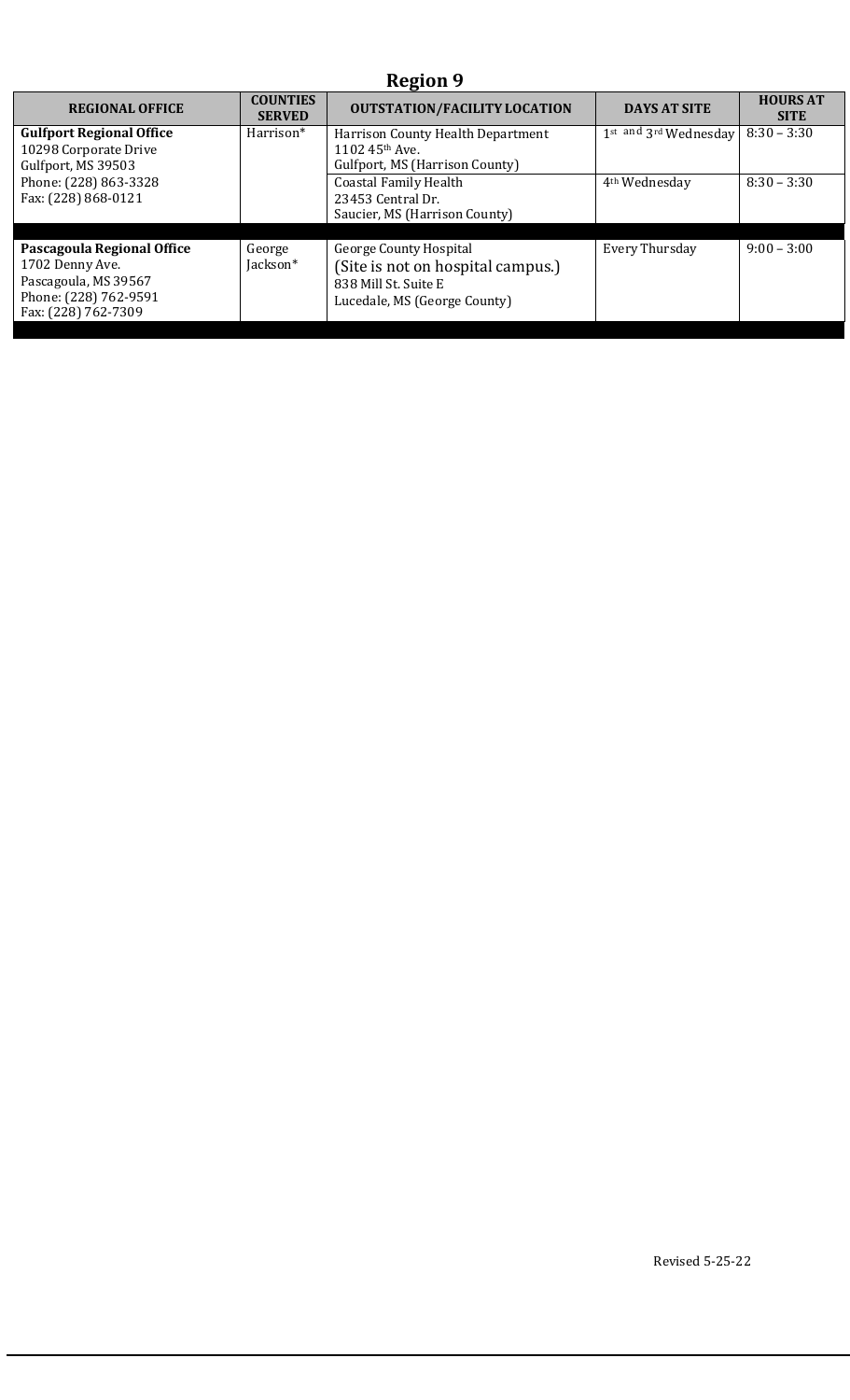## Region 9

| REGIONAL OFFICE | COUNTIES SERVED | OUTSTATION/FACILITY LOCATION | DAYS AT SITE | HOURS AT SITE |
|---|---|---|---|---|
| **Gulfport Regional Office** 10298 Corporate Drive Gulfport, MS 39503 Phone: (228) 863-3328 Fax: (228) 868-0121 | Harrison* | Harrison County Health Department 1102 45th Ave. Gulfport, MS (Harrison County) | 1st and 3rd Wednesday | 8:30 – 3:30 |
| | | Coastal Family Health 23453 Central Dr. Saucier, MS (Harrison County) | 4th Wednesday | 8:30 – 3:30 |
| **Pascagoula Regional Office** 1702 Denny Ave. Pascagoula, MS 39567 Phone: (228) 762-9591 Fax: (228) 762-7309 | George Jackson* | George County Hospital (Site is not on hospital campus.) 838 Mill St. Suite E Lucedale, MS (George County) | Every Thursday | 9:00 – 3:00 |

Revised 5-25-22